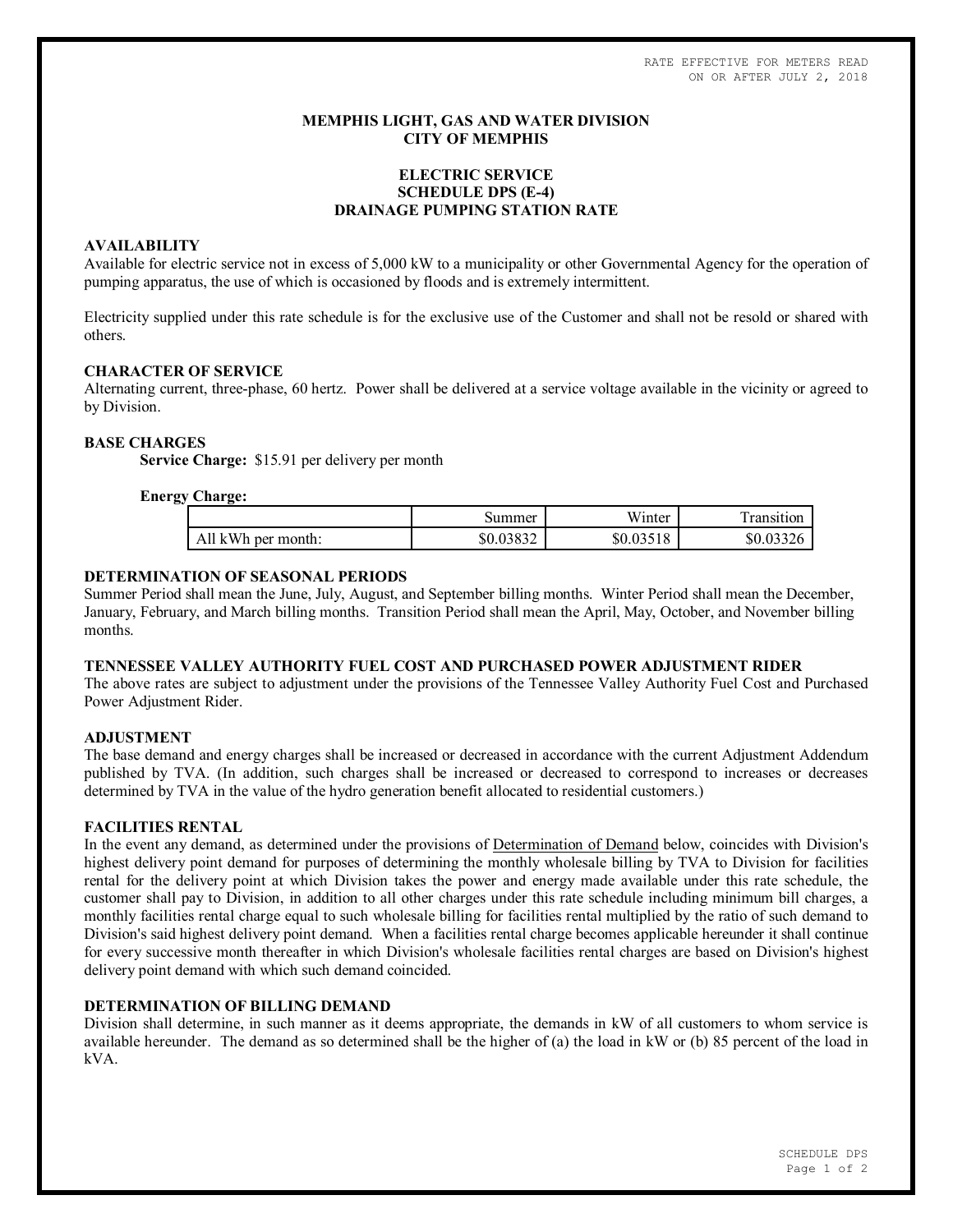RATE EFFECTIVE FOR METERS READ
ON OR AFTER JULY 2, 2018

# MEMPHIS LIGHT, GAS AND WATER DIVISION
# CITY OF MEMPHIS

## ELECTRIC SERVICE
## SCHEDULE DPS (E-4)
## DRAINAGE PUMPING STATION RATE

### AVAILABILITY

Available for electric service not in excess of 5,000 kW to a municipality or other Governmental Agency for the operation of pumping apparatus, the use of which is occasioned by floods and is extremely intermittent.

Electricity supplied under this rate schedule is for the exclusive use of the Customer and shall not be resold or shared with others.

### CHARACTER OF SERVICE

Alternating current, three-phase, 60 hertz. Power shall be delivered at a service voltage available in the vicinity or agreed to by Division.

### BASE CHARGES

**Service Charge:** $15.91 per delivery per month

**Energy Charge:**

| | Summer | Winter | Transition |
|---|---|---|---|
| All kWh per month: | $0.03832 | $0.03518 | $0.03326 |

### DETERMINATION OF SEASONAL PERIODS

Summer Period shall mean the June, July, August, and September billing months. Winter Period shall mean the December, January, February, and March billing months. Transition Period shall mean the April, May, October, and November billing months.

### TENNESSEE VALLEY AUTHORITY FUEL COST AND PURCHASED POWER ADJUSTMENT RIDER

The above rates are subject to adjustment under the provisions of the Tennessee Valley Authority Fuel Cost and Purchased Power Adjustment Rider.

### ADJUSTMENT

The base demand and energy charges shall be increased or decreased in accordance with the current Adjustment Addendum published by TVA. (In addition, such charges shall be increased or decreased to correspond to increases or decreases determined by TVA in the value of the hydro generation benefit allocated to residential customers.)

### FACILITIES RENTAL

In the event any demand, as determined under the provisions of Determination of Demand below, coincides with Division's highest delivery point demand for purposes of determining the monthly wholesale billing by TVA to Division for facilities rental for the delivery point at which Division takes the power and energy made available under this rate schedule, the customer shall pay to Division, in addition to all other charges under this rate schedule including minimum bill charges, a monthly facilities rental charge equal to such wholesale billing for facilities rental multiplied by the ratio of such demand to Division's said highest delivery point demand. When a facilities rental charge becomes applicable hereunder it shall continue for every successive month thereafter in which Division's wholesale facilities rental charges are based on Division's highest delivery point demand with which such demand coincided.

### DETERMINATION OF BILLING DEMAND

Division shall determine, in such manner as it deems appropriate, the demands in kW of all customers to whom service is available hereunder. The demand as so determined shall be the higher of (a) the load in kW or (b) 85 percent of the load in kVA.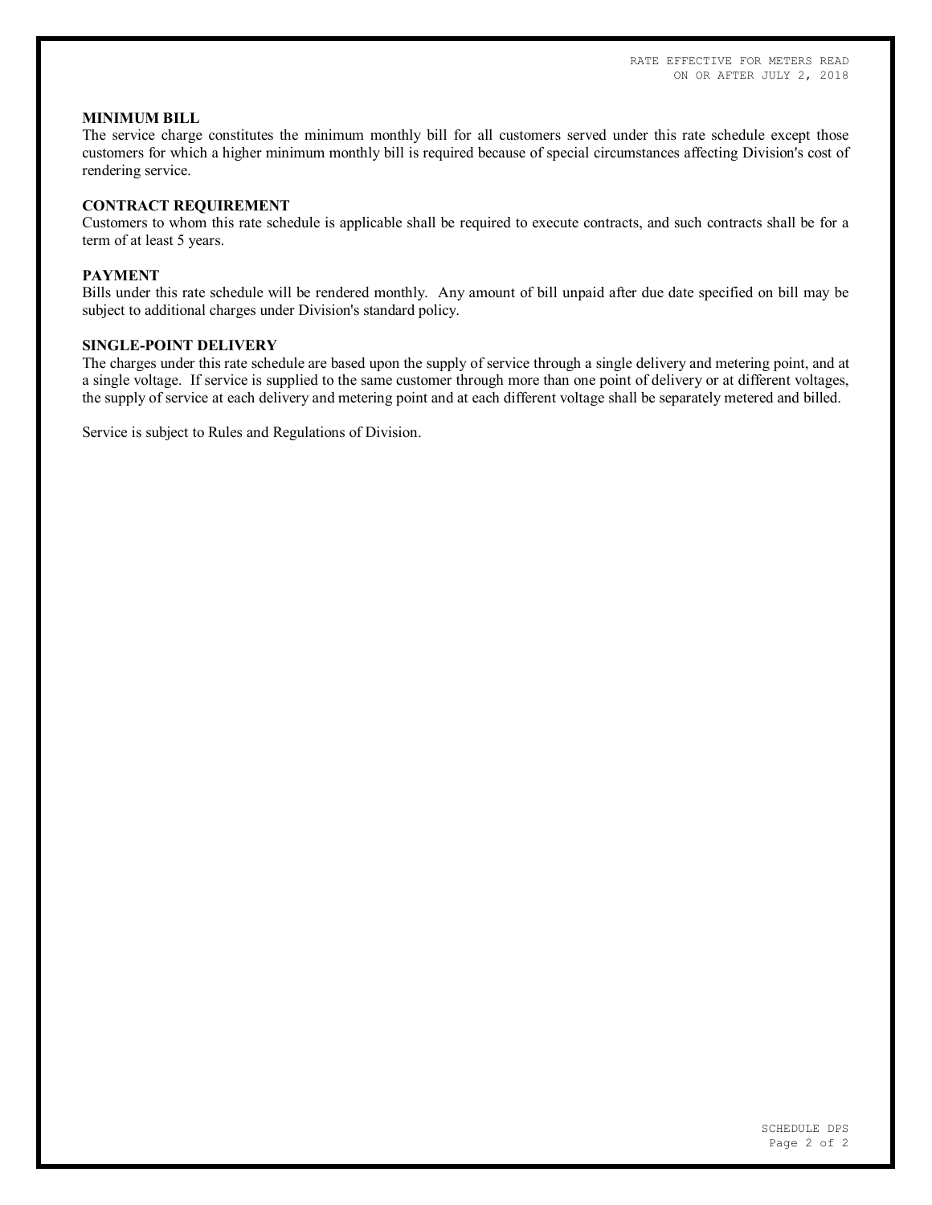RATE EFFECTIVE FOR METERS READ ON OR AFTER JULY 2, 2018

**MINIMUM BILL**
The service charge constitutes the minimum monthly bill for all customers served under this rate schedule except those customers for which a higher minimum monthly bill is required because of special circumstances affecting Division's cost of rendering service.

**CONTRACT REQUIREMENT**
Customers to whom this rate schedule is applicable shall be required to execute contracts, and such contracts shall be for a term of at least 5 years.

**PAYMENT**
Bills under this rate schedule will be rendered monthly. Any amount of bill unpaid after due date specified on bill may be subject to additional charges under Division's standard policy.

**SINGLE-POINT DELIVERY**
The charges under this rate schedule are based upon the supply of service through a single delivery and metering point, and at a single voltage. If service is supplied to the same customer through more than one point of delivery or at different voltages, the supply of service at each delivery and metering point and at each different voltage shall be separately metered and billed.

Service is subject to Rules and Regulations of Division.

SCHEDULE DPS